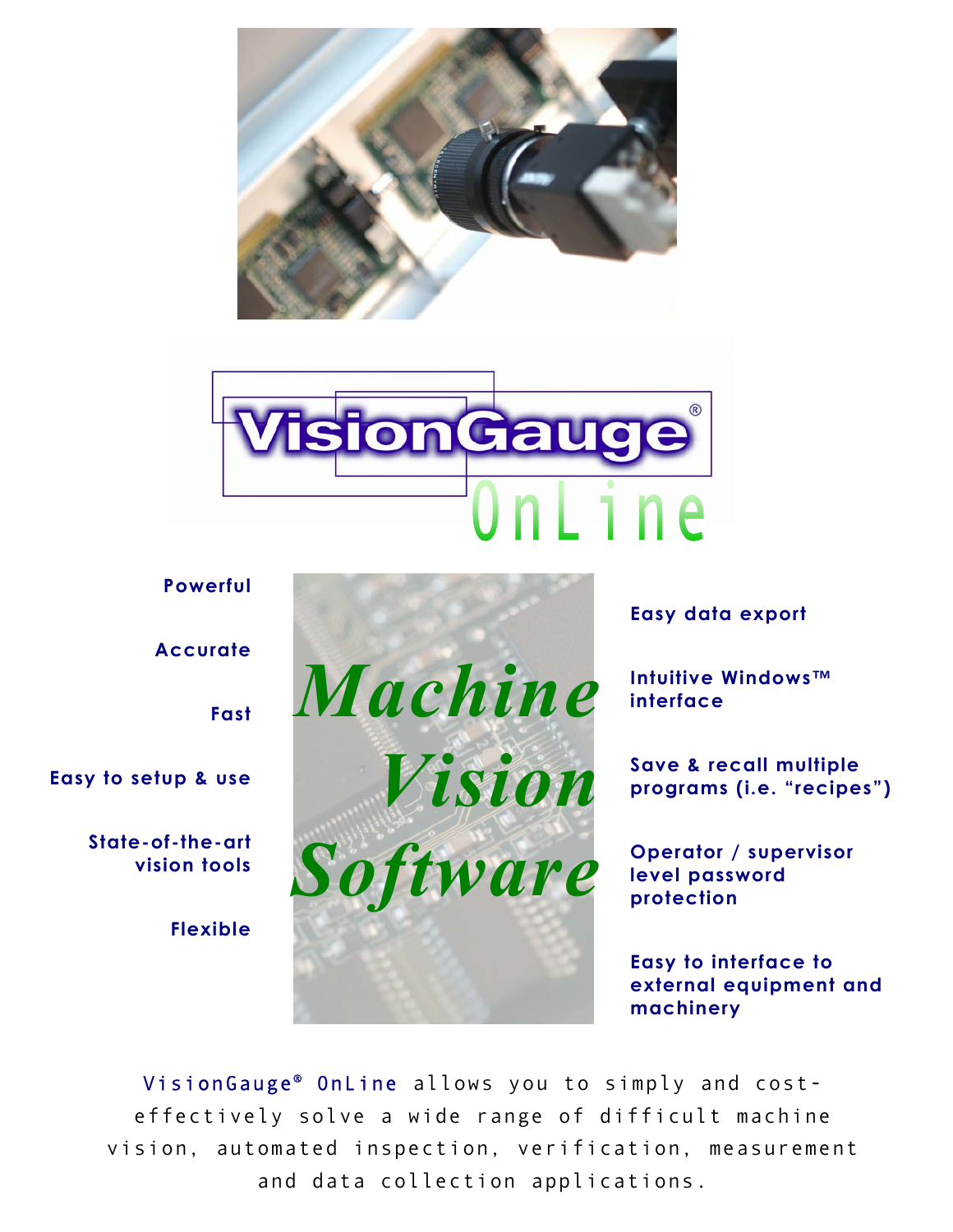# VisionGauge® OnLine

## *Machine Vision Software*

- Powerful
- Accurate
- Fast
- Easy to setup & use
- State-of-the-art vision tools
- Flexible

- Easy data export
- Intuitive Windows™ interface
- Save & recall multiple programs (i.e. "recipes")
- Operator / supervisor level password protection
- Easy to interface to external equipment and machinery

VisionGauge® OnLine allows you to simply and cost-effectively solve a wide range of difficult machine vision, automated inspection, verification, measurement and data collection applications.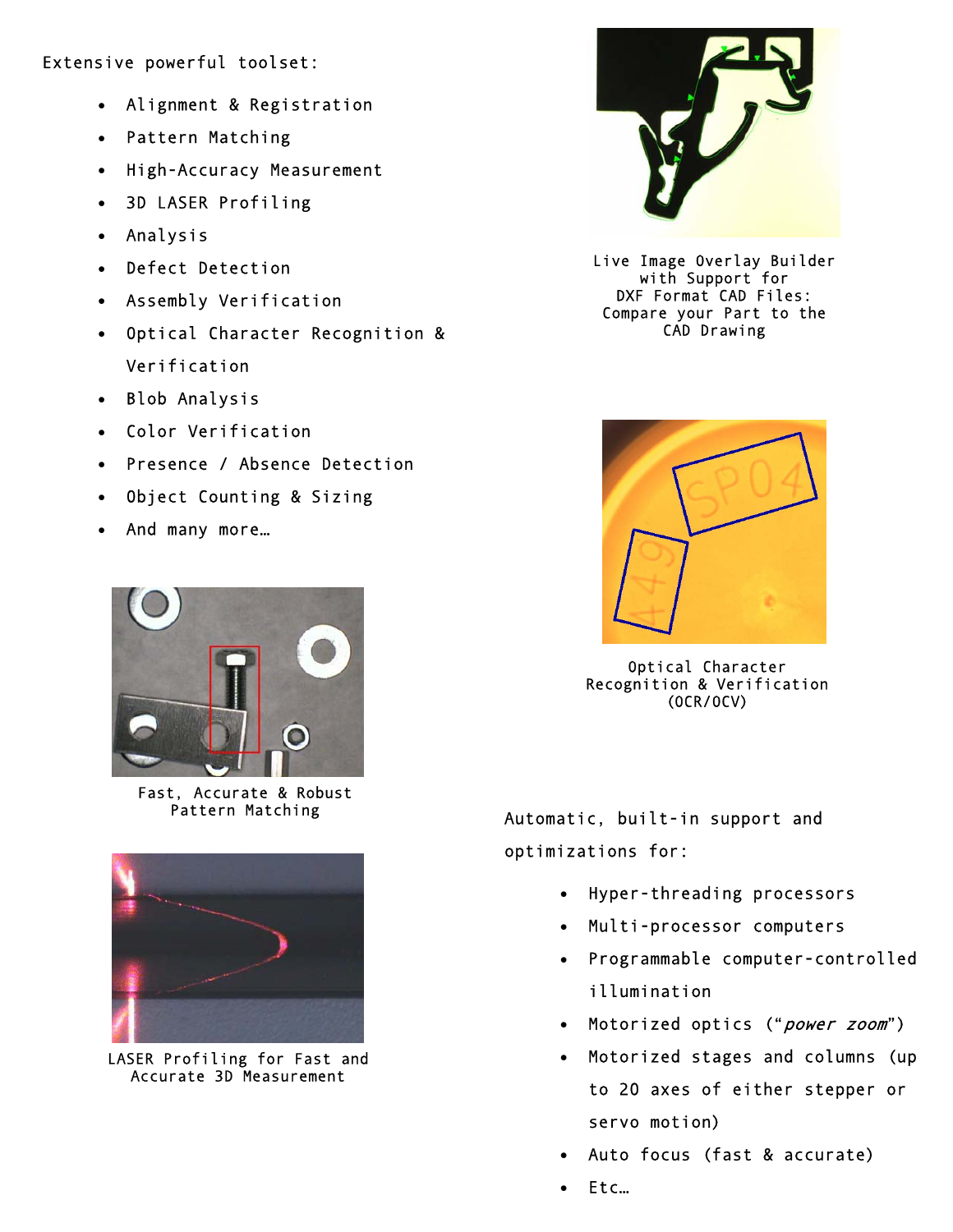Extensive powerful toolset:

- Alignment & Registration
- Pattern Matching
- High-Accuracy Measurement
- 3D LASER Profiling
- Analysis
- Defect Detection
- Assembly Verification
- Optical Character Recognition & Verification
- Blob Analysis
- Color Verification
- Presence / Absence Detection
- Object Counting & Sizing
- And many more…

Fast, Accurate & Robust Pattern Matching

LASER Profiling for Fast and Accurate 3D Measurement

Live Image Overlay Builder with Support for DXF Format CAD Files: Compare your Part to the CAD Drawing

Optical Character Recognition & Verification (OCR/OCV)

Automatic, built-in support and optimizations for:

- Hyper-threading processors
- Multi-processor computers
- Programmable computer-controlled illumination
- Motorized optics (“*power zoom*”)
- Motorized stages and columns (up to 20 axes of either stepper or servo motion)
- Auto focus (fast & accurate)
- Etc…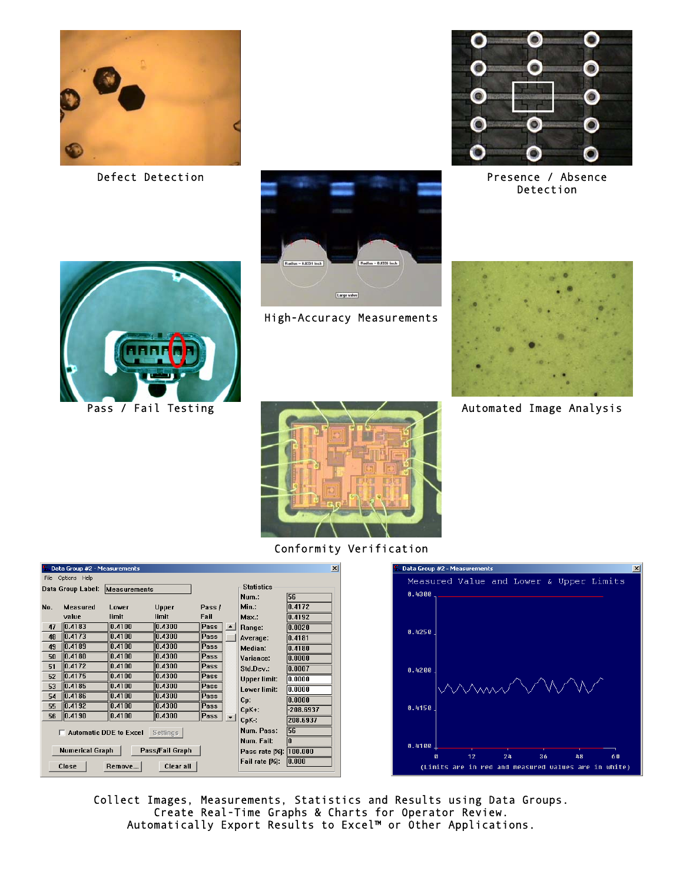Defect Detection

Presence / Absence Detection

High-Accuracy Measurements

Pass / Fail Testing

Automated Image Analysis

Conformity Verification

Data Group #2 - Measurements

File Options Help

Data Group Label: Measurements

| No. | Measured value | Lower limit | Upper limit | Pass / Fail |
|---|---|---|---|---|
| 47 | 0.4183 | 0.4100 | 0.4300 | Pass |
| 48 | 0.4173 | 0.4100 | 0.4300 | Pass |
| 49 | 0.4189 | 0.4100 | 0.4300 | Pass |
| 50 | 0.4180 | 0.4100 | 0.4300 | Pass |
| 51 | 0.4172 | 0.4100 | 0.4300 | Pass |
| 52 | 0.4175 | 0.4100 | 0.4300 | Pass |
| 53 | 0.4185 | 0.4100 | 0.4300 | Pass |
| 54 | 0.4186 | 0.4100 | 0.4300 | Pass |
| 55 | 0.4192 | 0.4100 | 0.4300 | Pass |
| 56 | 0.4190 | 0.4100 | 0.4300 | Pass |

Statistics

| | |
|---|---|
| Num.: | 56 |
| Min.: | 0.4172 |
| Max.: | 0.4192 |
| Range: | 0.0020 |
| Average: | 0.4181 |
| Median: | 0.4180 |
| Variance: | 0.0000 |
| Std.Dev.: | 0.0007 |
| Upper limit: | 0.0000 |
| Lower limit: | 0.0000 |
| Cp: | 0.0000 |
| CpK+: | -208.6937 |
| CpK-: | 208.6937 |
| Num. Pass: | 56 |
| Num. Fail: | 0 |
| Pass rate [%]: | 100.000 |
| Fail rate [%]: | 0.000 |

Automatic DDE to Excel Settings

Numerical Graph Pass/Fail Graph

Close Remove... Clear all

Data Group #2 - Measurements

Measured Value and Lower & Upper Limits

0.4300
0.4250
0.4200
0.4150
0.4100

0 12 24 36 48 60

(Limits are in red and measured values are in white)

Collect Images, Measurements, Statistics and Results using Data Groups.
Create Real-Time Graphs & Charts for Operator Review.
Automatically Export Results to Excel™ or Other Applications.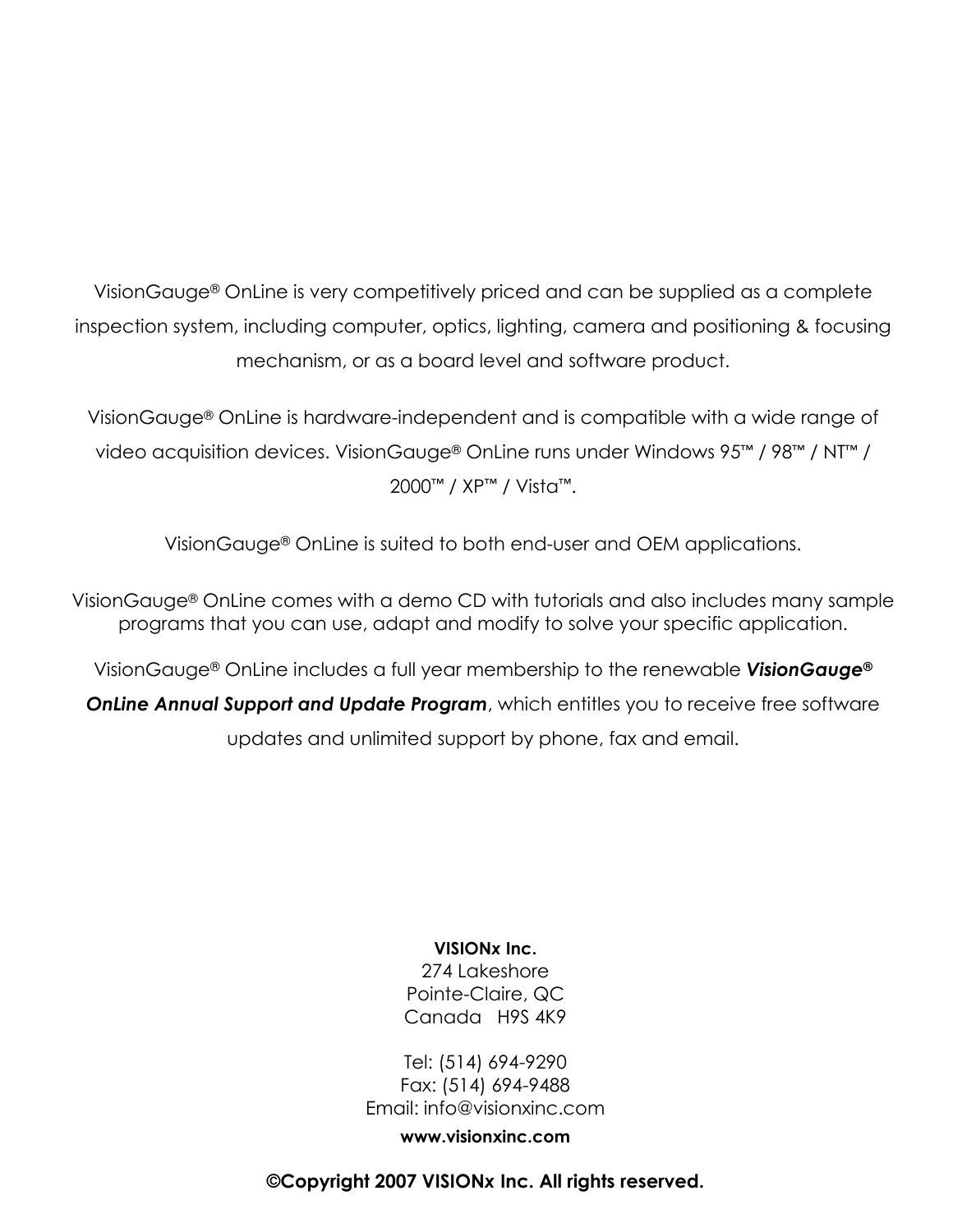VisionGauge® OnLine is very competitively priced and can be supplied as a complete inspection system, including computer, optics, lighting, camera and positioning & focusing mechanism, or as a board level and software product.

VisionGauge® OnLine is hardware-independent and is compatible with a wide range of video acquisition devices. VisionGauge® OnLine runs under Windows 95™ / 98™ / NT™ / 2000™ / XP™ / Vista™.

VisionGauge® OnLine is suited to both end-user and OEM applications.

VisionGauge® OnLine comes with a demo CD with tutorials and also includes many sample programs that you can use, adapt and modify to solve your specific application.

VisionGauge® OnLine includes a full year membership to the renewable ***VisionGauge® OnLine Annual Support and Update Program***, which entitles you to receive free software updates and unlimited support by phone, fax and email.

**VISIONx Inc.**
274 Lakeshore
Pointe-Claire, QC
Canada   H9S 4K9

Tel: (514) 694-9290
Fax: (514) 694-9488
Email: info@visionxinc.com
**www.visionxinc.com**

**©Copyright 2007 VISIONx Inc. All rights reserved.**